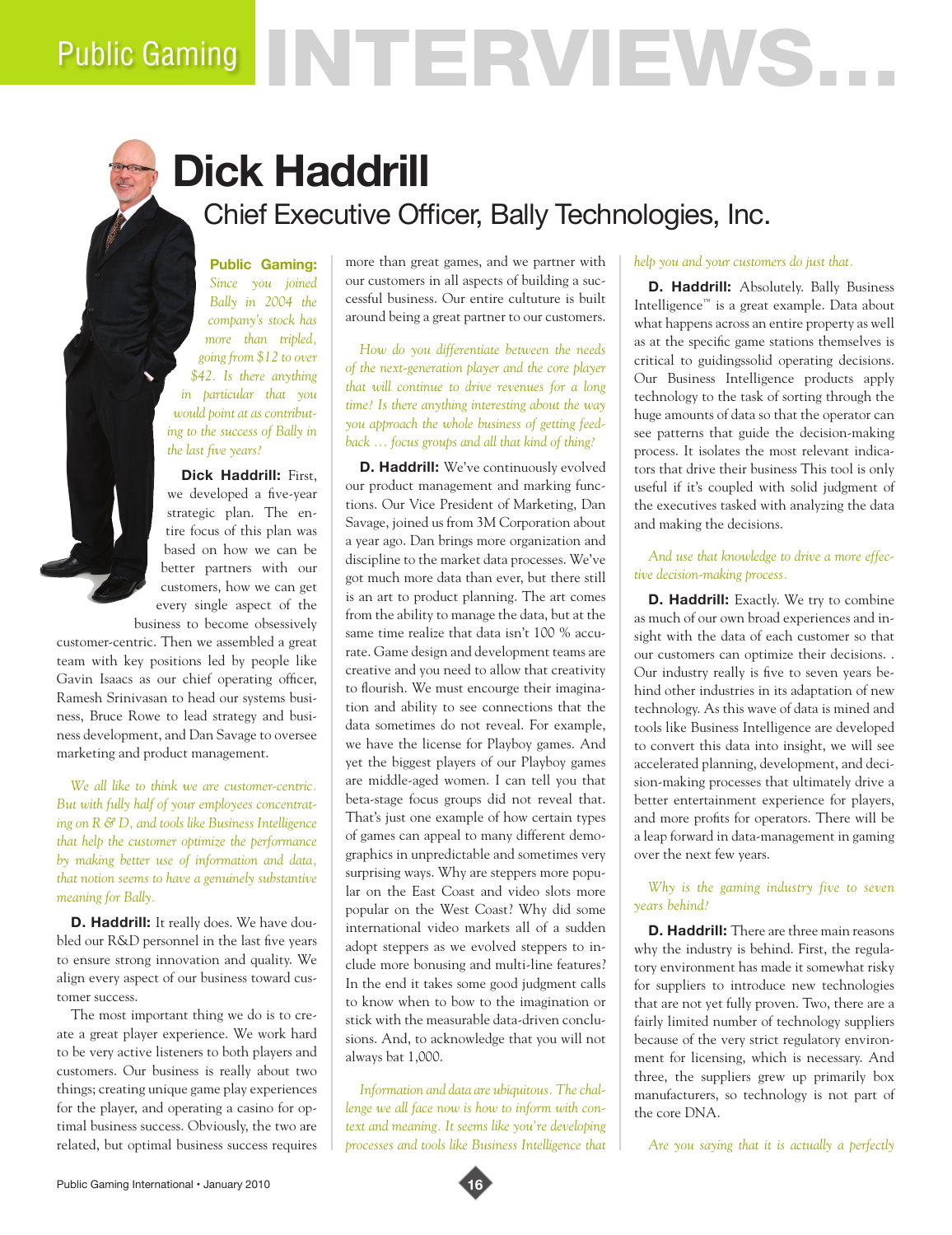# Public Gaming INTERVIEWS...

## Dick Haddrill

### Chief Executive Officer, Bally Technologies, Inc.

**Public Gaming:** *Since you joined Bally in 2004 the company's stock has more than tripled, going from $12 to over $42. Is there anything in particular that you would point at as contributing to the success of Bally in the last five years?*

**Dick Haddrill:** First, we developed a five-year strategic plan. The entire focus of this plan was based on how we can be better partners with our customers, how we can get every single aspect of the business to become obsessively customer-centric. Then we assembled a great team with key positions led by people like Gavin Isaacs as our chief operating officer, Ramesh Srinivasan to head our systems business, Bruce Rowe to lead strategy and business development, and Dan Savage to oversee marketing and product management.

*We all like to think we are customer-centric. But with fully half of your employees concentrating on R & D, and tools like Business Intelligence that help the customer optimize the performance by making better use of information and data, that notion seems to have a genuinely substantive meaning for Bally.*

**D. Haddrill:** It really does. We have doubled our R&D personnel in the last five years to ensure strong innovation and quality. We align every aspect of our business toward customer success.

The most important thing we do is to create a great player experience. We work hard to be very active listeners to both players and customers. Our business is really about two things; creating unique game play experiences for the player, and operating a casino for optimal business success. Obviously, the two are related, but optimal business success requires more than great games, and we partner with our customers in all aspects of building a successful business. Our entire culture is built around being a great partner to our customers.

*How do you differentiate between the needs of the next-generation player and the core player that will continue to drive revenues for a long time? Is there anything interesting about the way you approach the whole business of getting feedback … focus groups and all that kind of thing?*

**D. Haddrill:** We've continuously evolved our product management and marking functions. Our Vice President of Marketing, Dan Savage, joined us from 3M Corporation about a year ago. Dan brings more organization and discipline to the market data processes. We've got much more data than ever, but there still is an art to product planning. The art comes from the ability to manage the data, but at the same time realize that data isn't 100 % accurate. Game design and development teams are creative and you need to allow that creativity to flourish. We must encourge their imagination and ability to see connections that the data sometimes do not reveal. For example, we have the license for Playboy games. And yet the biggest players of our Playboy games are middle-aged women. I can tell you that beta-stage focus groups did not reveal that. That's just one example of how certain types of games can appeal to many different demographics in unpredictable and sometimes very surprising ways. Why are steppers more popular on the East Coast and video slots more popular on the West Coast? Why did some international video markets all of a sudden adopt steppers as we evolved steppers to include more bonusing and multi-line features? In the end it takes some good judgment calls to know when to bow to the imagination or stick with the measurable data-driven conclusions. And, to acknowledge that you will not always bat 1,000.

*Information and data are ubiquitous. The challenge we all face now is how to inform with context and meaning. It seems like you're developing processes and tools like Business Intelligence that help you and your customers do just that.*

**D. Haddrill:** Absolutely. Bally Business Intelligence™ is a great example. Data about what happens across an entire property as well as at the specific game stations themselves is critical to guidingssolid operating decisions. Our Business Intelligence products apply technology to the task of sorting through the huge amounts of data so that the operator can see patterns that guide the decision-making process. It isolates the most relevant indicators that drive their business This tool is only useful if it's coupled with solid judgment of the executives tasked with analyzing the data and making the decisions.

*And use that knowledge to drive a more effective decision-making process.*

**D. Haddrill:** Exactly. We try to combine as much of our own broad experiences and insight with the data of each customer so that our customers can optimize their decisions. . Our industry really is five to seven years behind other industries in its adaptation of new technology. As this wave of data is mined and tools like Business Intelligence are developed to convert this data into insight, we will see accelerated planning, development, and decision-making processes that ultimately drive a better entertainment experience for players, and more profits for operators. There will be a leap forward in data-management in gaming over the next few years.

*Why is the gaming industry five to seven years behind?*

**D. Haddrill:** There are three main reasons why the industry is behind. First, the regulatory environment has made it somewhat risky for suppliers to introduce new technologies that are not yet fully proven. Two, there are a fairly limited number of technology suppliers because of the very strict regulatory environment for licensing, which is necessary. And three, the suppliers grew up primarily box manufacturers, so technology is not part of the core DNA.

*Are you saying that it is actually a perfectly*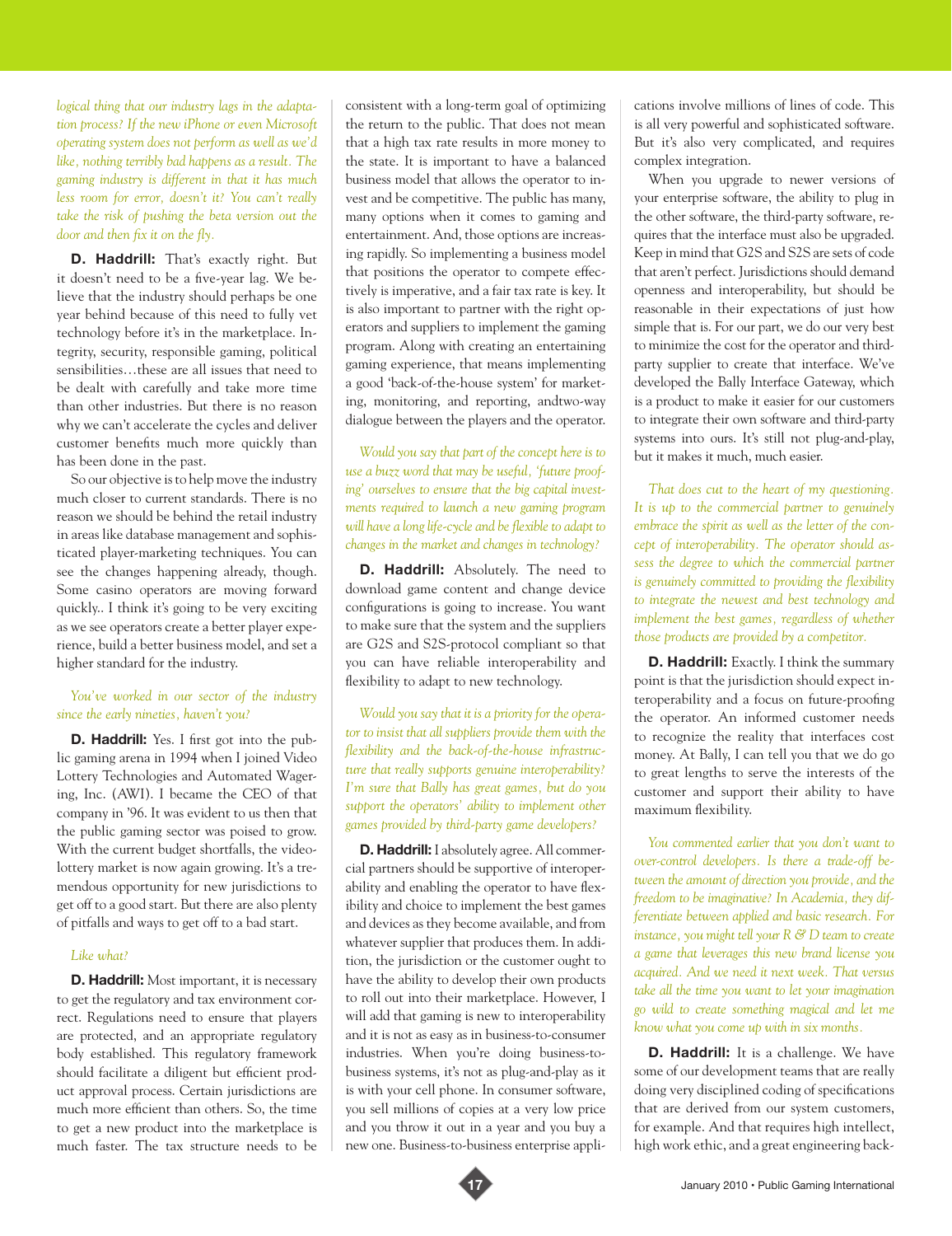*logical thing that our industry lags in the adaptation process? If the new iPhone or even Microsoft operating system does not perform as well as we'd like, nothing terribly bad happens as a result. The gaming industry is different in that it has much less room for error, doesn't it? You can't really take the risk of pushing the beta version out the door and then fix it on the fly.*

**D. Haddrill:** That's exactly right. But it doesn't need to be a five-year lag. We believe that the industry should perhaps be one year behind because of this need to fully vet technology before it's in the marketplace. Integrity, security, responsible gaming, political sensibilities…these are all issues that need to be dealt with carefully and take more time than other industries. But there is no reason why we can't accelerate the cycles and deliver customer benefits much more quickly than has been done in the past.

So our objective is to help move the industry much closer to current standards. There is no reason we should be behind the retail industry in areas like database management and sophisticated player-marketing techniques. You can see the changes happening already, though. Some casino operators are moving forward quickly.. I think it's going to be very exciting as we see operators create a better player experience, build a better business model, and set a higher standard for the industry.

*You've worked in our sector of the industry since the early nineties, haven't you?*

**D. Haddrill:** Yes. I first got into the public gaming arena in 1994 when I joined Video Lottery Technologies and Automated Wagering, Inc. (AWI). I became the CEO of that company in '96. It was evident to us then that the public gaming sector was poised to grow. With the current budget shortfalls, the video-lottery market is now again growing. It's a tremendous opportunity for new jurisdictions to get off to a good start. But there are also plenty of pitfalls and ways to get off to a bad start.

*Like what?*

**D. Haddrill:** Most important, it is necessary to get the regulatory and tax environment correct. Regulations need to ensure that players are protected, and an appropriate regulatory body established. This regulatory framework should facilitate a diligent but efficient product approval process. Certain jurisdictions are much more efficient than others. So, the time to get a new product into the marketplace is much faster. The tax structure needs to be consistent with a long-term goal of optimizing the return to the public. That does not mean that a high tax rate results in more money to the state. It is important to have a balanced business model that allows the operator to invest and be competitive. The public has many, many options when it comes to gaming and entertainment. And, those options are increasing rapidly. So implementing a business model that positions the operator to compete effectively is imperative, and a fair tax rate is key. It is also important to partner with the right operators and suppliers to implement the gaming program. Along with creating an entertaining gaming experience, that means implementing a good 'back-of-the-house system' for marketing, monitoring, and reporting, andtwo-way dialogue between the players and the operator.

*Would you say that part of the concept here is to use a buzz word that may be useful, 'future proofing' ourselves to ensure that the big capital investments required to launch a new gaming program will have a long life-cycle and be flexible to adapt to changes in the market and changes in technology?*

**D. Haddrill:** Absolutely. The need to download game content and change device configurations is going to increase. You want to make sure that the system and the suppliers are G2S and S2S-protocol compliant so that you can have reliable interoperability and flexibility to adapt to new technology.

*Would you say that it is a priority for the operator to insist that all suppliers provide them with the flexibility and the back-of-the-house infrastructure that really supports genuine interoperability? I'm sure that Bally has great games, but do you support the operators' ability to implement other games provided by third-party game developers?*

**D. Haddrill:** I absolutely agree. All commercial partners should be supportive of interoperability and enabling the operator to have flexibility and choice to implement the best games and devices as they become available, and from whatever supplier that produces them. In addition, the jurisdiction or the customer ought to have the ability to develop their own products to roll out into their marketplace. However, I will add that gaming is new to interoperability and it is not as easy as in business-to-consumer industries. When you're doing business-to-business systems, it's not as plug-and-play as it is with your cell phone. In consumer software, you sell millions of copies at a very low price and you throw it out in a year and you buy a new one. Business-to-business enterprise applications involve millions of lines of code. This is all very powerful and sophisticated software. But it's also very complicated, and requires complex integration.

When you upgrade to newer versions of your enterprise software, the ability to plug in the other software, the third-party software, requires that the interface must also be upgraded. Keep in mind that G2S and S2S are sets of code that aren't perfect. Jurisdictions should demand openness and interoperability, but should be reasonable in their expectations of just how simple that is. For our part, we do our very best to minimize the cost for the operator and third-party supplier to create that interface. We've developed the Bally Interface Gateway, which is a product to make it easier for our customers to integrate their own software and third-party systems into ours. It's still not plug-and-play, but it makes it much, much easier.

*That does cut to the heart of my questioning. It is up to the commercial partner to genuinely embrace the spirit as well as the letter of the concept of interoperability. The operator should assess the degree to which the commercial partner is genuinely committed to providing the flexibility to integrate the newest and best technology and implement the best games, regardless of whether those products are provided by a competitor.*

**D. Haddrill:** Exactly. I think the summary point is that the jurisdiction should expect interoperability and a focus on future-proofing the operator. An informed customer needs to recognize the reality that interfaces cost money. At Bally, I can tell you that we do go to great lengths to serve the interests of the customer and support their ability to have maximum flexibility.

*You commented earlier that you don't want to over-control developers. Is there a trade-off between the amount of direction you provide, and the freedom to be imaginative? In Academia, they differentiate between applied and basic research. For instance, you might tell your R & D team to create a game that leverages this new brand license you acquired. And we need it next week. That versus take all the time you want to let your imagination go wild to create something magical and let me know what you come up with in six months.*

**D. Haddrill:** It is a challenge. We have some of our development teams that are really doing very disciplined coding of specifications that are derived from our system customers, for example. And that requires high intellect, high work ethic, and a great engineering back-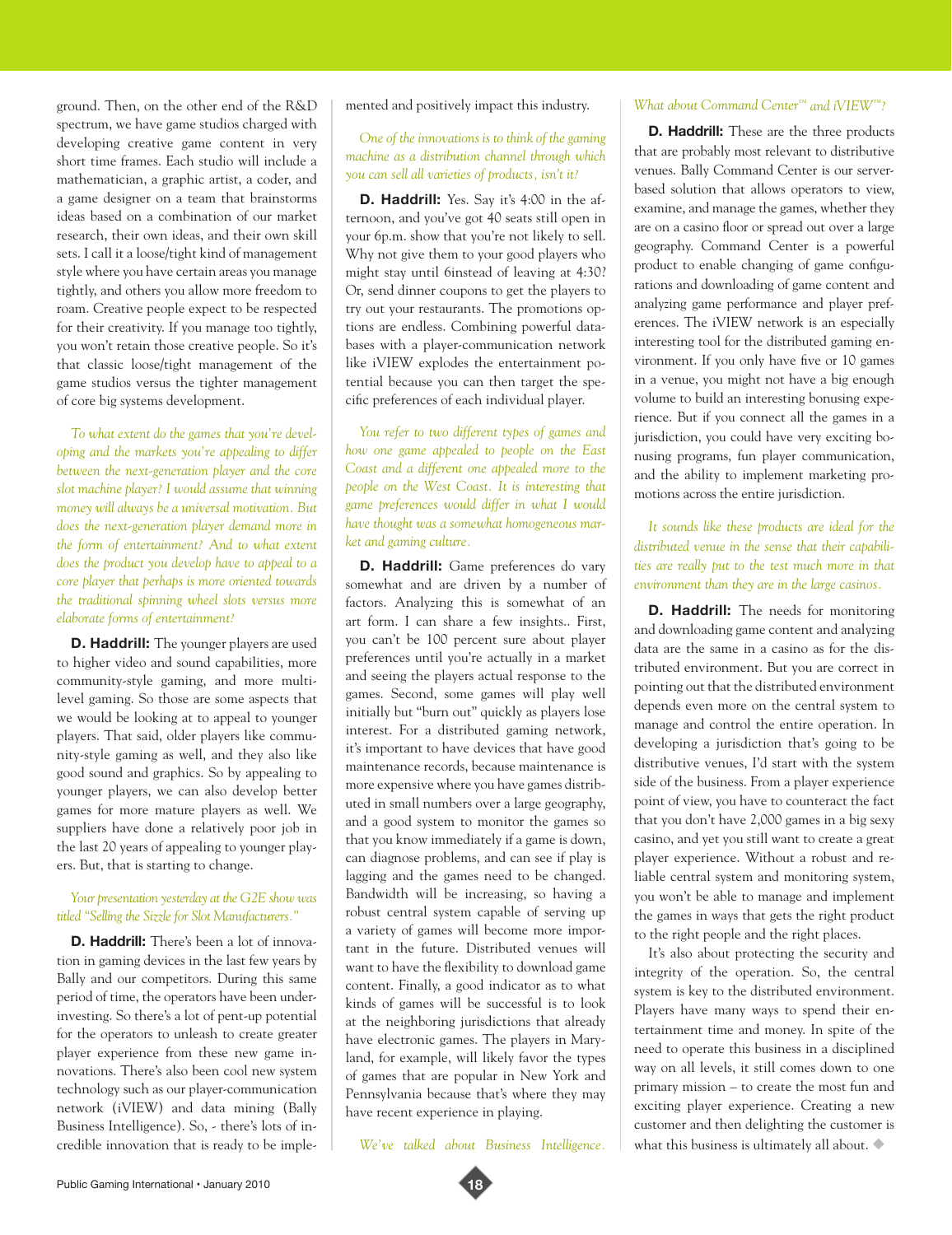ground. Then, on the other end of the R&D spectrum, we have game studios charged with developing creative game content in very short time frames. Each studio will include a mathematician, a graphic artist, a coder, and a game designer on a team that brainstorms ideas based on a combination of our market research, their own ideas, and their own skill sets. I call it a loose/tight kind of management style where you have certain areas you manage tightly, and others you allow more freedom to roam. Creative people expect to be respected for their creativity. If you manage too tightly, you won't retain those creative people. So it's that classic loose/tight management of the game studios versus the tighter management of core big systems development.

*To what extent do the games that you're developing and the markets you're appealing to differ between the next-generation player and the core slot machine player? I would assume that winning money will always be a universal motivation. But does the next-generation player demand more in the form of entertainment? And to what extent does the product you develop have to appeal to a core player that perhaps is more oriented towards the traditional spinning wheel slots versus more elaborate forms of entertainment?*

**D. Haddrill:** The younger players are used to higher video and sound capabilities, more community-style gaming, and more multi-level gaming. So those are some aspects that we would be looking at to appeal to younger players. That said, older players like community-style gaming as well, and they also like good sound and graphics. So by appealing to younger players, we can also develop better games for more mature players as well. We suppliers have done a relatively poor job in the last 20 years of appealing to younger players. But, that is starting to change.

*Your presentation yesterday at the G2E show was titled "Selling the Sizzle for Slot Manufacturers."*

**D. Haddrill:** There's been a lot of innovation in gaming devices in the last few years by Bally and our competitors. During this same period of time, the operators have been under-investing. So there's a lot of pent-up potential for the operators to unleash to create greater player experience from these new game innovations. There's also been cool new system technology such as our player-communication network (iVIEW) and data mining (Bally Business Intelligence). So, - there's lots of incredible innovation that is ready to be implemented and positively impact this industry.

*One of the innovations is to think of the gaming machine as a distribution channel through which you can sell all varieties of products, isn't it?*

**D. Haddrill:** Yes. Say it's 4:00 in the afternoon, and you've got 40 seats still open in your 6p.m. show that you're not likely to sell. Why not give them to your good players who might stay until 6instead of leaving at 4:30? Or, send dinner coupons to get the players to try out your restaurants. The promotions options are endless. Combining powerful databases with a player-communication network like iVIEW explodes the entertainment potential because you can then target the specific preferences of each individual player.

*You refer to two different types of games and how one game appealed to people on the East Coast and a different one appealed more to the people on the West Coast. It is interesting that game preferences would differ in what I would have thought was a somewhat homogeneous market and gaming culture.*

**D. Haddrill:** Game preferences do vary somewhat and are driven by a number of factors. Analyzing this is somewhat of an art form. I can share a few insights.. First, you can't be 100 percent sure about player preferences until you're actually in a market and seeing the players actual response to the games. Second, some games will play well initially but "burn out" quickly as players lose interest. For a distributed gaming network, it's important to have devices that have good maintenance records, because maintenance is more expensive where you have games distributed in small numbers over a large geography, and a good system to monitor the games so that you know immediately if a game is down, can diagnose problems, and can see if play is lagging and the games need to be changed. Bandwidth will be increasing, so having a robust central system capable of serving up a variety of games will become more important in the future. Distributed venues will want to have the flexibility to download game content. Finally, a good indicator as to what kinds of games will be successful is to look at the neighboring jurisdictions that already have electronic games. The players in Maryland, for example, will likely favor the types of games that are popular in New York and Pennsylvania because that's where they may have recent experience in playing.

*We've talked about Business Intelligence. What about Command Center™ and iVIEW™?*

**D. Haddrill:** These are the three products that are probably most relevant to distributive venues. Bally Command Center is our server-based solution that allows operators to view, examine, and manage the games, whether they are on a casino floor or spread out over a large geography. Command Center is a powerful product to enable changing of game configurations and downloading of game content and analyzing game performance and player preferences. The iVIEW network is an especially interesting tool for the distributed gaming environment. If you only have five or 10 games in a venue, you might not have a big enough volume to build an interesting bonusing experience. But if you connect all the games in a jurisdiction, you could have very exciting bonusing programs, fun player communication, and the ability to implement marketing promotions across the entire jurisdiction.

*It sounds like these products are ideal for the distributed venue in the sense that their capabilities are really put to the test much more in that environment than they are in the large casinos.*

**D. Haddrill:** The needs for monitoring and downloading game content and analyzing data are the same in a casino as for the distributed environment. But you are correct in pointing out that the distributed environment depends even more on the central system to manage and control the entire operation. In developing a jurisdiction that's going to be distributive venues, I'd start with the system side of the business. From a player experience point of view, you have to counteract the fact that you don't have 2,000 games in a big sexy casino, and yet you still want to create a great player experience. Without a robust and reliable central system and monitoring system, you won't be able to manage and implement the games in ways that gets the right product to the right people and the right places.

It's also about protecting the security and integrity of the operation. So, the central system is key to the distributed environment. Players have many ways to spend their entertainment time and money. In spite of the need to operate this business in a disciplined way on all levels, it still comes down to one primary mission – to create the most fun and exciting player experience. Creating a new customer and then delighting the customer is what this business is ultimately all about. ◆